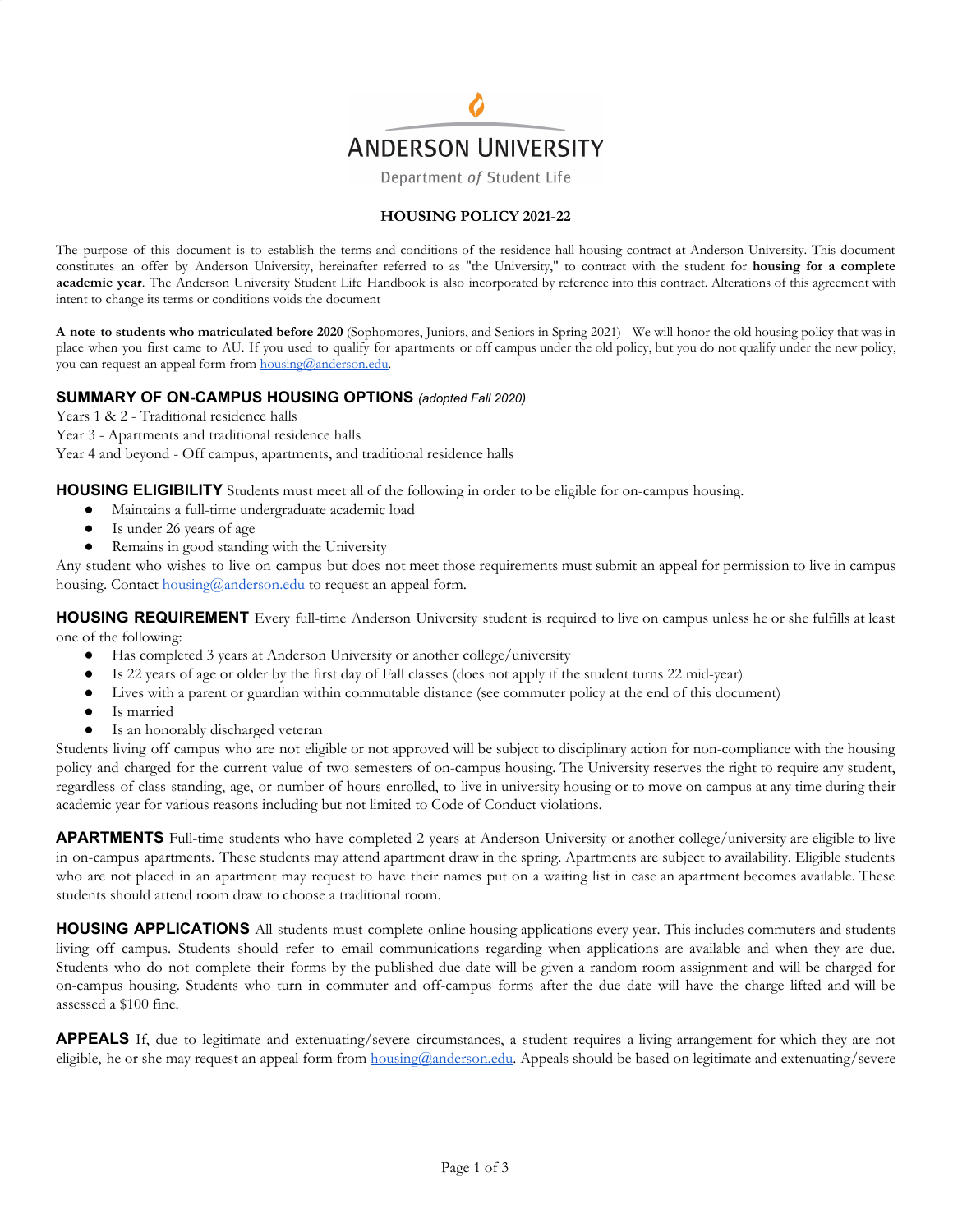ANDERSON UNIVERSITY

Department *of* Student Life

# HOUSING POLICY 2021-22

The purpose of this document is to establish the terms and conditions of the residence hall housing contract at Anderson University. This document constitutes an offer by Anderson University, hereinafter referred to as "the University," to contract with the student for **housing for a complete academic year**. The Anderson University Student Life Handbook is also incorporated by reference into this contract. Alterations of this agreement with intent to change its terms or conditions voids the document

**A note to students who matriculated before 2020** (Sophomores, Juniors, and Seniors in Spring 2021) - We will honor the old housing policy that was in place when you first came to AU. If you used to qualify for apartments or off campus under the old policy, but you do not qualify under the new policy, you can request an appeal form from housing@anderson.edu.

## SUMMARY OF ON-CAMPUS HOUSING OPTIONS *(adopted Fall 2020)*

Years 1 & 2 - Traditional residence halls
Year 3 - Apartments and traditional residence halls
Year 4 and beyond - Off campus, apartments, and traditional residence halls

**HOUSING ELIGIBILITY** Students must meet all of the following in order to be eligible for on-campus housing.

- Maintains a full-time undergraduate academic load
- Is under 26 years of age
- Remains in good standing with the University

Any student who wishes to live on campus but does not meet those requirements must submit an appeal for permission to live in campus housing. Contact housing@anderson.edu to request an appeal form.

**HOUSING REQUIREMENT** Every full-time Anderson University student is required to live on campus unless he or she fulfills at least one of the following:

- Has completed 3 years at Anderson University or another college/university
- Is 22 years of age or older by the first day of Fall classes (does not apply if the student turns 22 mid-year)
- Lives with a parent or guardian within commutable distance (see commuter policy at the end of this document)
- Is married
- Is an honorably discharged veteran

Students living off campus who are not eligible or not approved will be subject to disciplinary action for non-compliance with the housing policy and charged for the current value of two semesters of on-campus housing. The University reserves the right to require any student, regardless of class standing, age, or number of hours enrolled, to live in university housing or to move on campus at any time during their academic year for various reasons including but not limited to Code of Conduct violations.

**APARTMENTS** Full-time students who have completed 2 years at Anderson University or another college/university are eligible to live in on-campus apartments. These students may attend apartment draw in the spring. Apartments are subject to availability. Eligible students who are not placed in an apartment may request to have their names put on a waiting list in case an apartment becomes available. These students should attend room draw to choose a traditional room.

**HOUSING APPLICATIONS** All students must complete online housing applications every year. This includes commuters and students living off campus. Students should refer to email communications regarding when applications are available and when they are due. Students who do not complete their forms by the published due date will be given a random room assignment and will be charged for on-campus housing. Students who turn in commuter and off-campus forms after the due date will have the charge lifted and will be assessed a $100 fine.

**APPEALS** If, due to legitimate and extenuating/severe circumstances, a student requires a living arrangement for which they are not eligible, he or she may request an appeal form from housing@anderson.edu. Appeals should be based on legitimate and extenuating/severe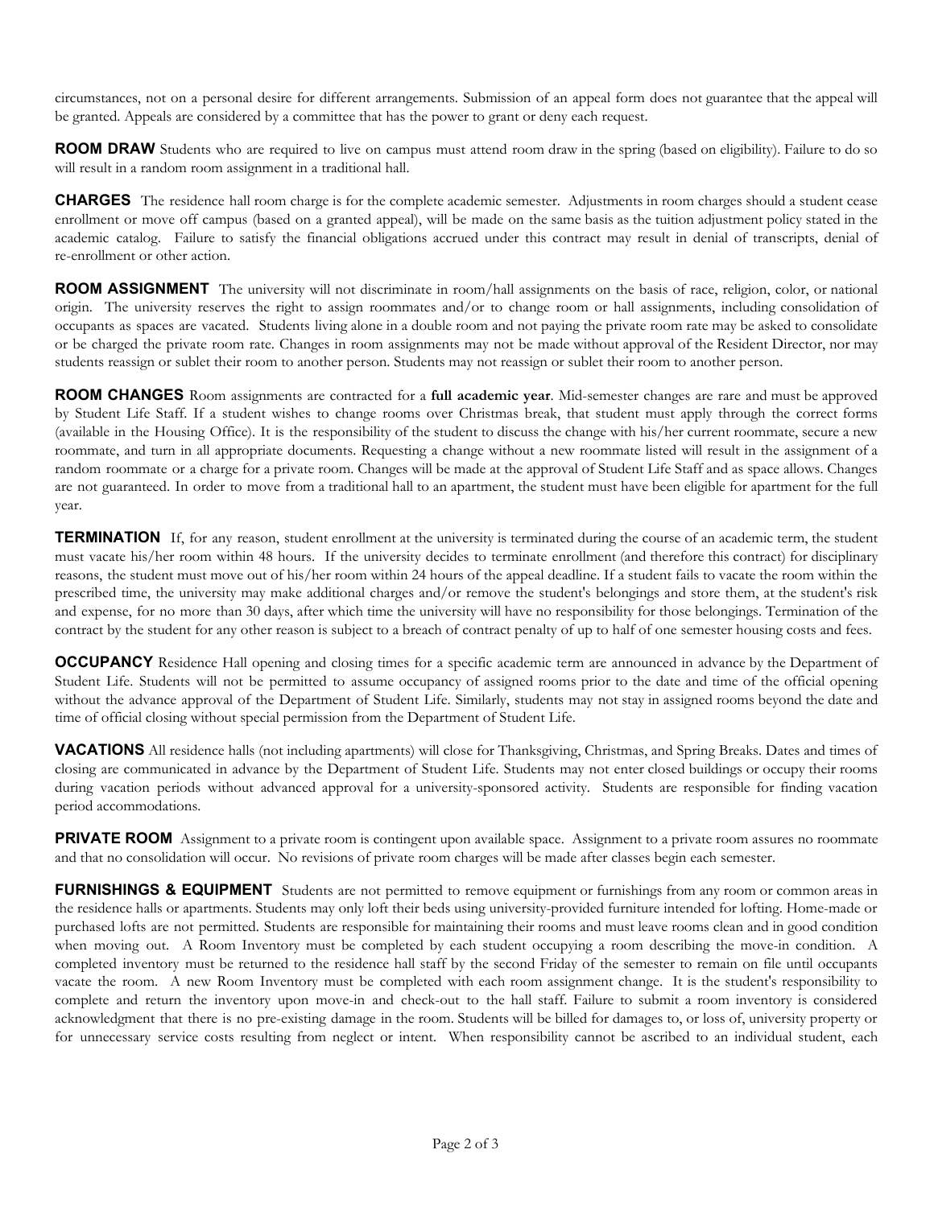circumstances, not on a personal desire for different arrangements. Submission of an appeal form does not guarantee that the appeal will be granted. Appeals are considered by a committee that has the power to grant or deny each request.

**ROOM DRAW** Students who are required to live on campus must attend room draw in the spring (based on eligibility). Failure to do so will result in a random room assignment in a traditional hall.

**CHARGES** The residence hall room charge is for the complete academic semester. Adjustments in room charges should a student cease enrollment or move off campus (based on a granted appeal), will be made on the same basis as the tuition adjustment policy stated in the academic catalog. Failure to satisfy the financial obligations accrued under this contract may result in denial of transcripts, denial of re-enrollment or other action.

**ROOM ASSIGNMENT** The university will not discriminate in room/hall assignments on the basis of race, religion, color, or national origin. The university reserves the right to assign roommates and/or to change room or hall assignments, including consolidation of occupants as spaces are vacated. Students living alone in a double room and not paying the private room rate may be asked to consolidate or be charged the private room rate. Changes in room assignments may not be made without approval of the Resident Director, nor may students reassign or sublet their room to another person. Students may not reassign or sublet their room to another person.

**ROOM CHANGES** Room assignments are contracted for a **full academic year**. Mid-semester changes are rare and must be approved by Student Life Staff. If a student wishes to change rooms over Christmas break, that student must apply through the correct forms (available in the Housing Office). It is the responsibility of the student to discuss the change with his/her current roommate, secure a new roommate, and turn in all appropriate documents. Requesting a change without a new roommate listed will result in the assignment of a random roommate or a charge for a private room. Changes will be made at the approval of Student Life Staff and as space allows. Changes are not guaranteed. In order to move from a traditional hall to an apartment, the student must have been eligible for apartment for the full year.

**TERMINATION** If, for any reason, student enrollment at the university is terminated during the course of an academic term, the student must vacate his/her room within 48 hours. If the university decides to terminate enrollment (and therefore this contract) for disciplinary reasons, the student must move out of his/her room within 24 hours of the appeal deadline. If a student fails to vacate the room within the prescribed time, the university may make additional charges and/or remove the student's belongings and store them, at the student's risk and expense, for no more than 30 days, after which time the university will have no responsibility for those belongings. Termination of the contract by the student for any other reason is subject to a breach of contract penalty of up to half of one semester housing costs and fees.

**OCCUPANCY** Residence Hall opening and closing times for a specific academic term are announced in advance by the Department of Student Life. Students will not be permitted to assume occupancy of assigned rooms prior to the date and time of the official opening without the advance approval of the Department of Student Life. Similarly, students may not stay in assigned rooms beyond the date and time of official closing without special permission from the Department of Student Life.

**VACATIONS** All residence halls (not including apartments) will close for Thanksgiving, Christmas, and Spring Breaks. Dates and times of closing are communicated in advance by the Department of Student Life. Students may not enter closed buildings or occupy their rooms during vacation periods without advanced approval for a university-sponsored activity. Students are responsible for finding vacation period accommodations.

**PRIVATE ROOM** Assignment to a private room is contingent upon available space. Assignment to a private room assures no roommate and that no consolidation will occur. No revisions of private room charges will be made after classes begin each semester.

**FURNISHINGS & EQUIPMENT** Students are not permitted to remove equipment or furnishings from any room or common areas in the residence halls or apartments. Students may only loft their beds using university-provided furniture intended for lofting. Home-made or purchased lofts are not permitted. Students are responsible for maintaining their rooms and must leave rooms clean and in good condition when moving out. A Room Inventory must be completed by each student occupying a room describing the move-in condition. A completed inventory must be returned to the residence hall staff by the second Friday of the semester to remain on file until occupants vacate the room. A new Room Inventory must be completed with each room assignment change. It is the student's responsibility to complete and return the inventory upon move-in and check-out to the hall staff. Failure to submit a room inventory is considered acknowledgment that there is no pre-existing damage in the room. Students will be billed for damages to, or loss of, university property or for unnecessary service costs resulting from neglect or intent. When responsibility cannot be ascribed to an individual student, each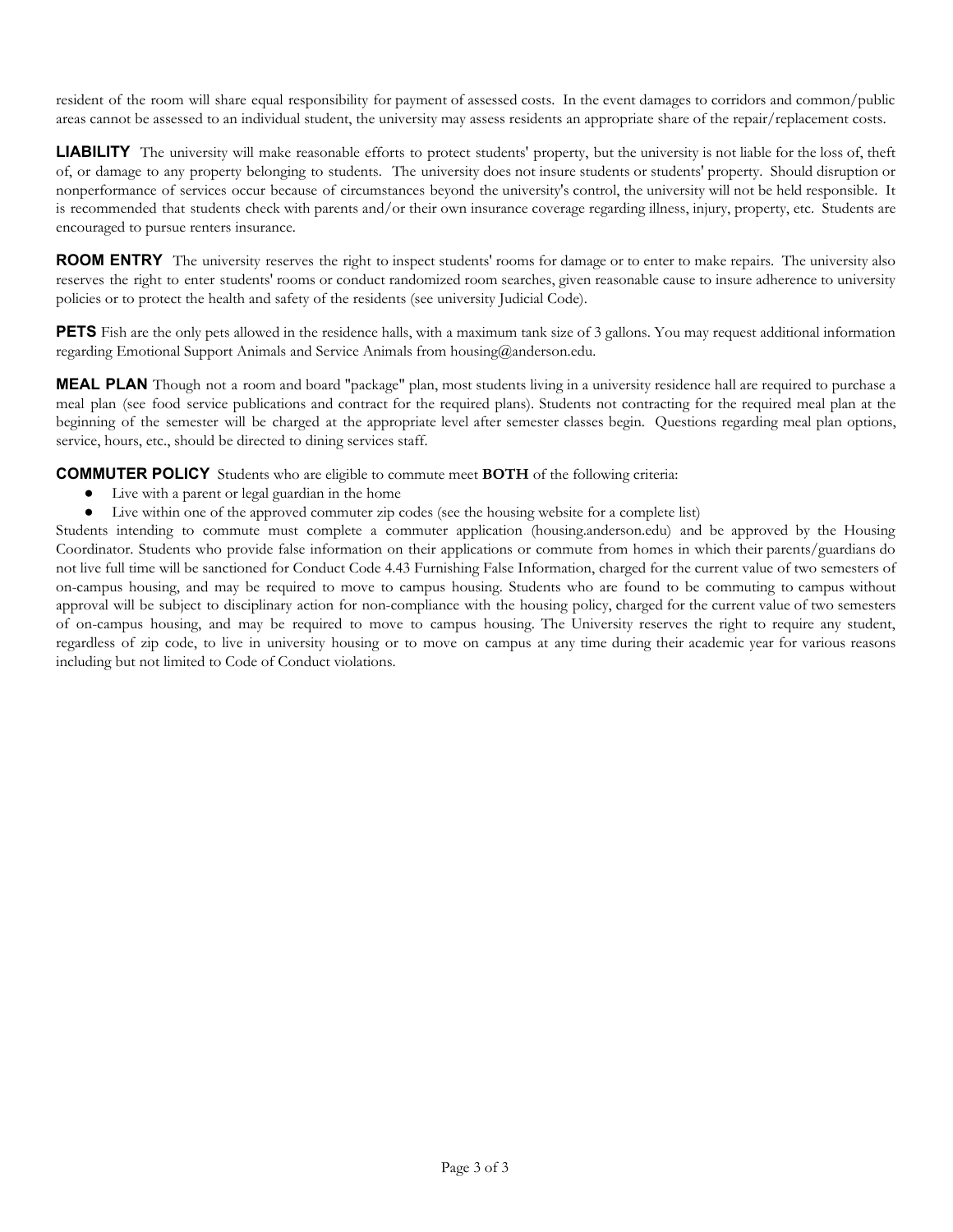resident of the room will share equal responsibility for payment of assessed costs. In the event damages to corridors and common/public areas cannot be assessed to an individual student, the university may assess residents an appropriate share of the repair/replacement costs.

**LIABILITY** The university will make reasonable efforts to protect students' property, but the university is not liable for the loss of, theft of, or damage to any property belonging to students. The university does not insure students or students' property. Should disruption or nonperformance of services occur because of circumstances beyond the university's control, the university will not be held responsible. It is recommended that students check with parents and/or their own insurance coverage regarding illness, injury, property, etc. Students are encouraged to pursue renters insurance.

**ROOM ENTRY** The university reserves the right to inspect students' rooms for damage or to enter to make repairs. The university also reserves the right to enter students' rooms or conduct randomized room searches, given reasonable cause to insure adherence to university policies or to protect the health and safety of the residents (see university Judicial Code).

**PETS** Fish are the only pets allowed in the residence halls, with a maximum tank size of 3 gallons. You may request additional information regarding Emotional Support Animals and Service Animals from housing@anderson.edu.

**MEAL PLAN** Though not a room and board "package" plan, most students living in a university residence hall are required to purchase a meal plan (see food service publications and contract for the required plans). Students not contracting for the required meal plan at the beginning of the semester will be charged at the appropriate level after semester classes begin. Questions regarding meal plan options, service, hours, etc., should be directed to dining services staff.

**COMMUTER POLICY** Students who are eligible to commute meet **BOTH** of the following criteria:

- Live with a parent or legal guardian in the home
- Live within one of the approved commuter zip codes (see the housing website for a complete list)

Students intending to commute must complete a commuter application (housing.anderson.edu) and be approved by the Housing Coordinator. Students who provide false information on their applications or commute from homes in which their parents/guardians do not live full time will be sanctioned for Conduct Code 4.43 Furnishing False Information, charged for the current value of two semesters of on-campus housing, and may be required to move to campus housing. Students who are found to be commuting to campus without approval will be subject to disciplinary action for non-compliance with the housing policy, charged for the current value of two semesters of on-campus housing, and may be required to move to campus housing. The University reserves the right to require any student, regardless of zip code, to live in university housing or to move on campus at any time during their academic year for various reasons including but not limited to Code of Conduct violations.